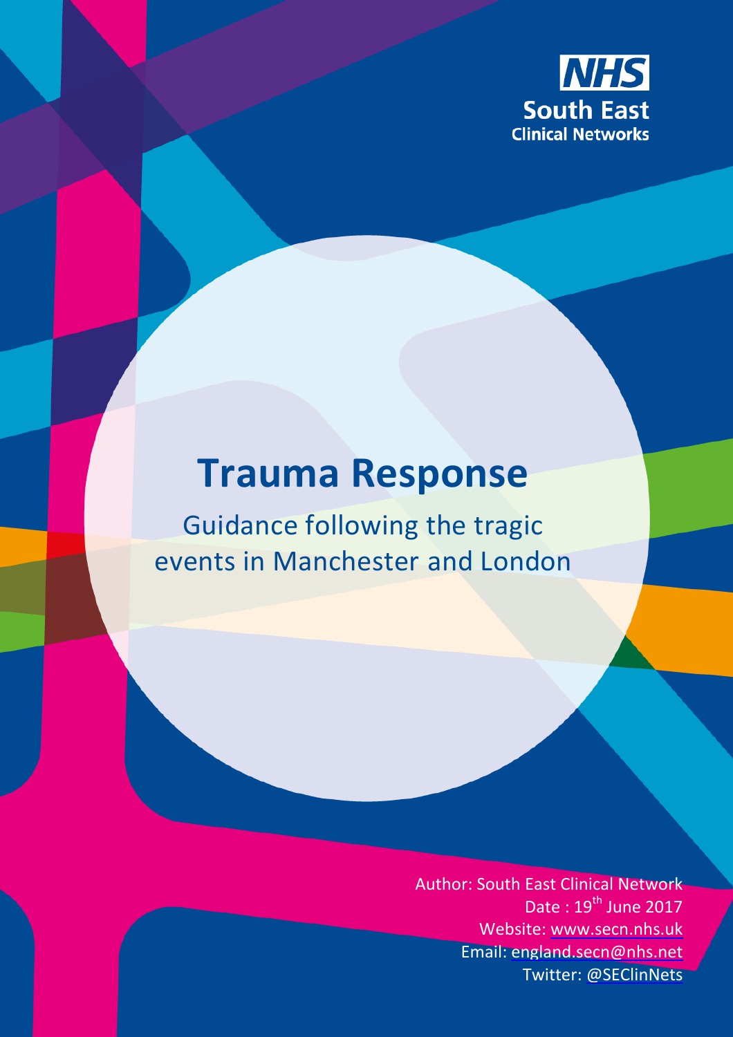NHS South East Clinical Networks

# Trauma Response

## Guidance following the tragic events in Manchester and London

Author: South East Clinical Network
Date : 19th June 2017
Website: www.secn.nhs.uk
Email: england.secn@nhs.net
Twitter: @SEClinNets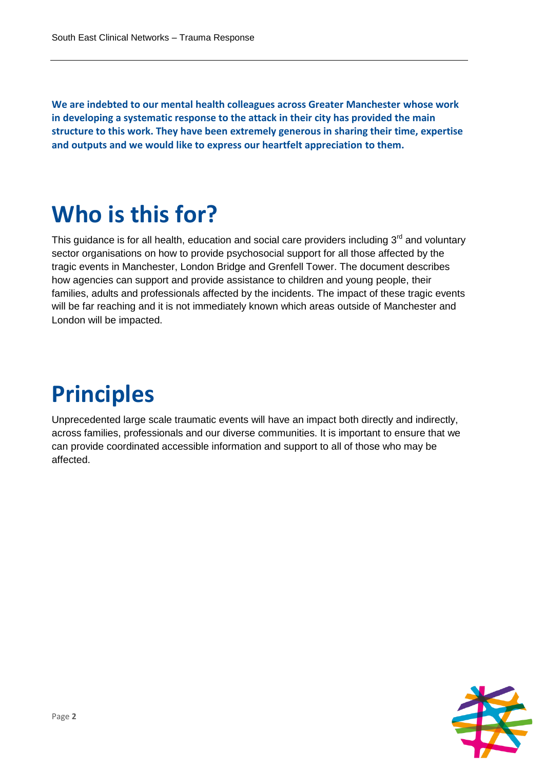**We are indebted to our mental health colleagues across Greater Manchester whose work in developing a systematic response to the attack in their city has provided the main structure to this work. They have been extremely generous in sharing their time, expertise and outputs and we would like to express our heartfelt appreciation to them.**

# Who is this for?

This guidance is for all health, education and social care providers including 3rd and voluntary sector organisations on how to provide psychosocial support for all those affected by the tragic events in Manchester, London Bridge and Grenfell Tower. The document describes how agencies can support and provide assistance to children and young people, their families, adults and professionals affected by the incidents. The impact of these tragic events will be far reaching and it is not immediately known which areas outside of Manchester and London will be impacted.

# Principles

Unprecedented large scale traumatic events will have an impact both directly and indirectly, across families, professionals and our diverse communities. It is important to ensure that we can provide coordinated accessible information and support to all of those who may be affected.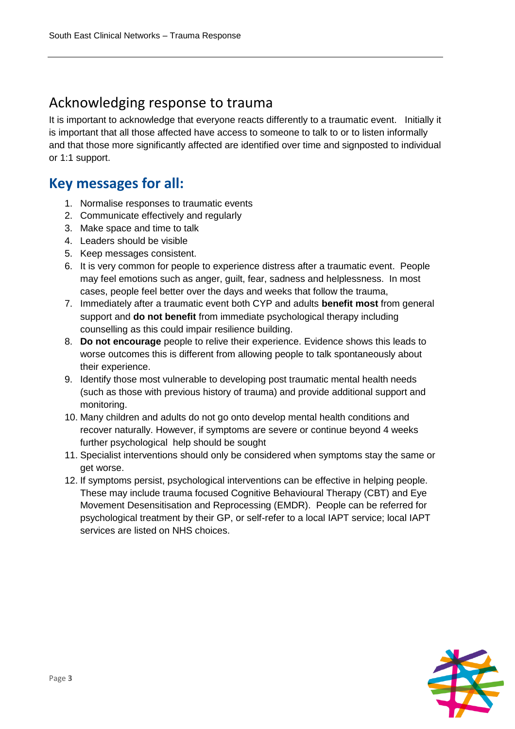## Acknowledging response to trauma

It is important to acknowledge that everyone reacts differently to a traumatic event. Initially it is important that all those affected have access to someone to talk to or to listen informally and that those more significantly affected are identified over time and signposted to individual or 1:1 support.

## Key messages for all:

1. Normalise responses to traumatic events
2. Communicate effectively and regularly
3. Make space and time to talk
4. Leaders should be visible
5. Keep messages consistent.
6. It is very common for people to experience distress after a traumatic event. People may feel emotions such as anger, guilt, fear, sadness and helplessness. In most cases, people feel better over the days and weeks that follow the trauma,
7. Immediately after a traumatic event both CYP and adults **benefit most** from general support and **do not benefit** from immediate psychological therapy including counselling as this could impair resilience building.
8. **Do not encourage** people to relive their experience. Evidence shows this leads to worse outcomes this is different from allowing people to talk spontaneously about their experience.
9. Identify those most vulnerable to developing post traumatic mental health needs (such as those with previous history of trauma) and provide additional support and monitoring.
10. Many children and adults do not go onto develop mental health conditions and recover naturally. However, if symptoms are severe or continue beyond 4 weeks further psychological help should be sought
11. Specialist interventions should only be considered when symptoms stay the same or get worse.
12. If symptoms persist, psychological interventions can be effective in helping people. These may include trauma focused Cognitive Behavioural Therapy (CBT) and Eye Movement Desensitisation and Reprocessing (EMDR). People can be referred for psychological treatment by their GP, or self-refer to a local IAPT service; local IAPT services are listed on NHS choices.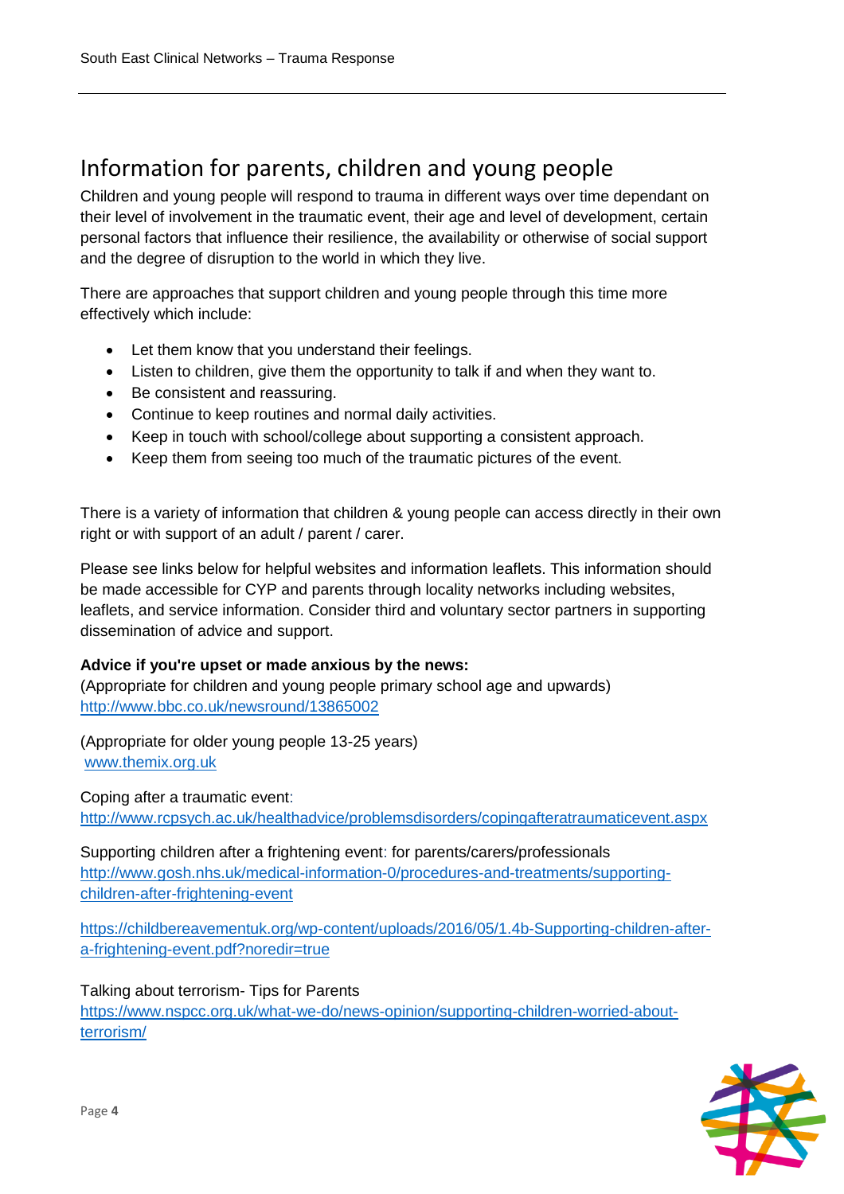# Information for parents, children and young people

Children and young people will respond to trauma in different ways over time dependant on their level of involvement in the traumatic event, their age and level of development, certain personal factors that influence their resilience, the availability or otherwise of social support and the degree of disruption to the world in which they live.

There are approaches that support children and young people through this time more effectively which include:

- Let them know that you understand their feelings.
- Listen to children, give them the opportunity to talk if and when they want to.
- Be consistent and reassuring.
- Continue to keep routines and normal daily activities.
- Keep in touch with school/college about supporting a consistent approach.
- Keep them from seeing too much of the traumatic pictures of the event.

There is a variety of information that children & young people can access directly in their own right or with support of an adult / parent / carer.

Please see links below for helpful websites and information leaflets. This information should be made accessible for CYP and parents through locality networks including websites, leaflets, and service information. Consider third and voluntary sector partners in supporting dissemination of advice and support.

**Advice if you're upset or made anxious by the news:**
(Appropriate for children and young people primary school age and upwards)
http://www.bbc.co.uk/newsround/13865002

(Appropriate for older young people 13-25 years)
www.themix.org.uk

Coping after a traumatic event:
http://www.rcpsych.ac.uk/healthadvice/problemsdisorders/copingafteratraumaticevent.aspx

Supporting children after a frightening event: for parents/carers/professionals
http://www.gosh.nhs.uk/medical-information-0/procedures-and-treatments/supporting-children-after-frightening-event

https://childbereavementuk.org/wp-content/uploads/2016/05/1.4b-Supporting-children-after-a-frightening-event.pdf?noredir=true

Talking about terrorism- Tips for Parents
https://www.nspcc.org.uk/what-we-do/news-opinion/supporting-children-worried-about-terrorism/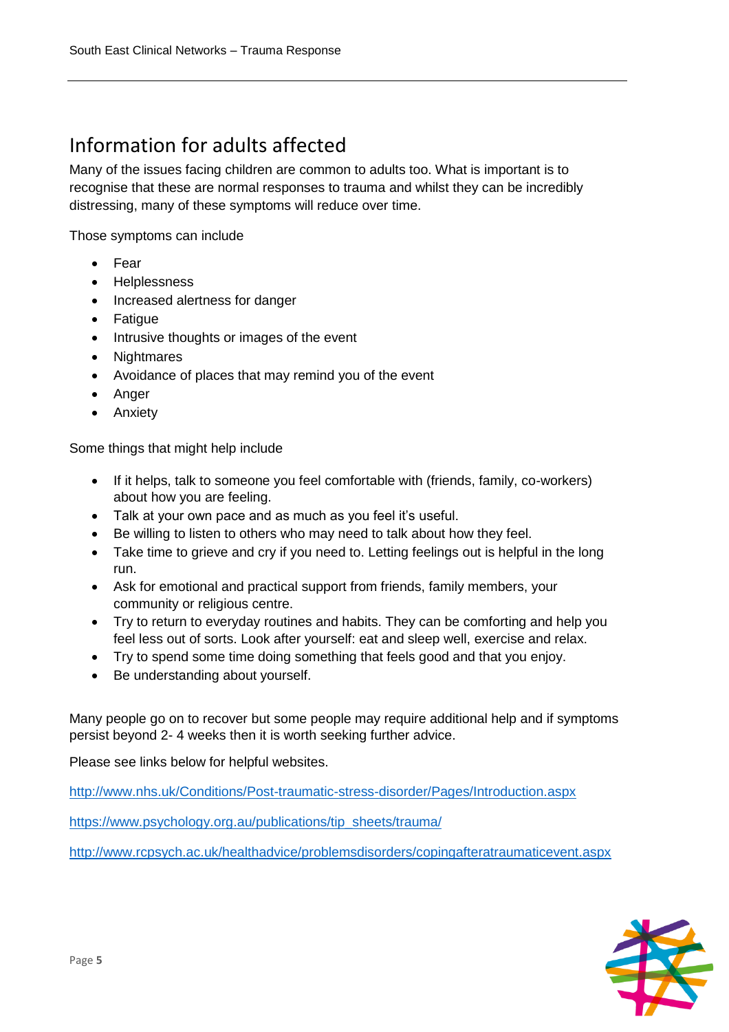## Information for adults affected

Many of the issues facing children are common to adults too. What is important is to recognise that these are normal responses to trauma and whilst they can be incredibly distressing, many of these symptoms will reduce over time.

Those symptoms can include

- Fear
- Helplessness
- Increased alertness for danger
- Fatigue
- Intrusive thoughts or images of the event
- Nightmares
- Avoidance of places that may remind you of the event
- Anger
- Anxiety

Some things that might help include

- If it helps, talk to someone you feel comfortable with (friends, family, co-workers) about how you are feeling.
- Talk at your own pace and as much as you feel it's useful.
- Be willing to listen to others who may need to talk about how they feel.
- Take time to grieve and cry if you need to. Letting feelings out is helpful in the long run.
- Ask for emotional and practical support from friends, family members, your community or religious centre.
- Try to return to everyday routines and habits. They can be comforting and help you feel less out of sorts. Look after yourself: eat and sleep well, exercise and relax.
- Try to spend some time doing something that feels good and that you enjoy.
- Be understanding about yourself.

Many people go on to recover but some people may require additional help and if symptoms persist beyond 2- 4 weeks then it is worth seeking further advice.

Please see links below for helpful websites.

http://www.nhs.uk/Conditions/Post-traumatic-stress-disorder/Pages/Introduction.aspx

https://www.psychology.org.au/publications/tip_sheets/trauma/

http://www.rcpsych.ac.uk/healthadvice/problemsdisorders/copingafteratraumaticevent.aspx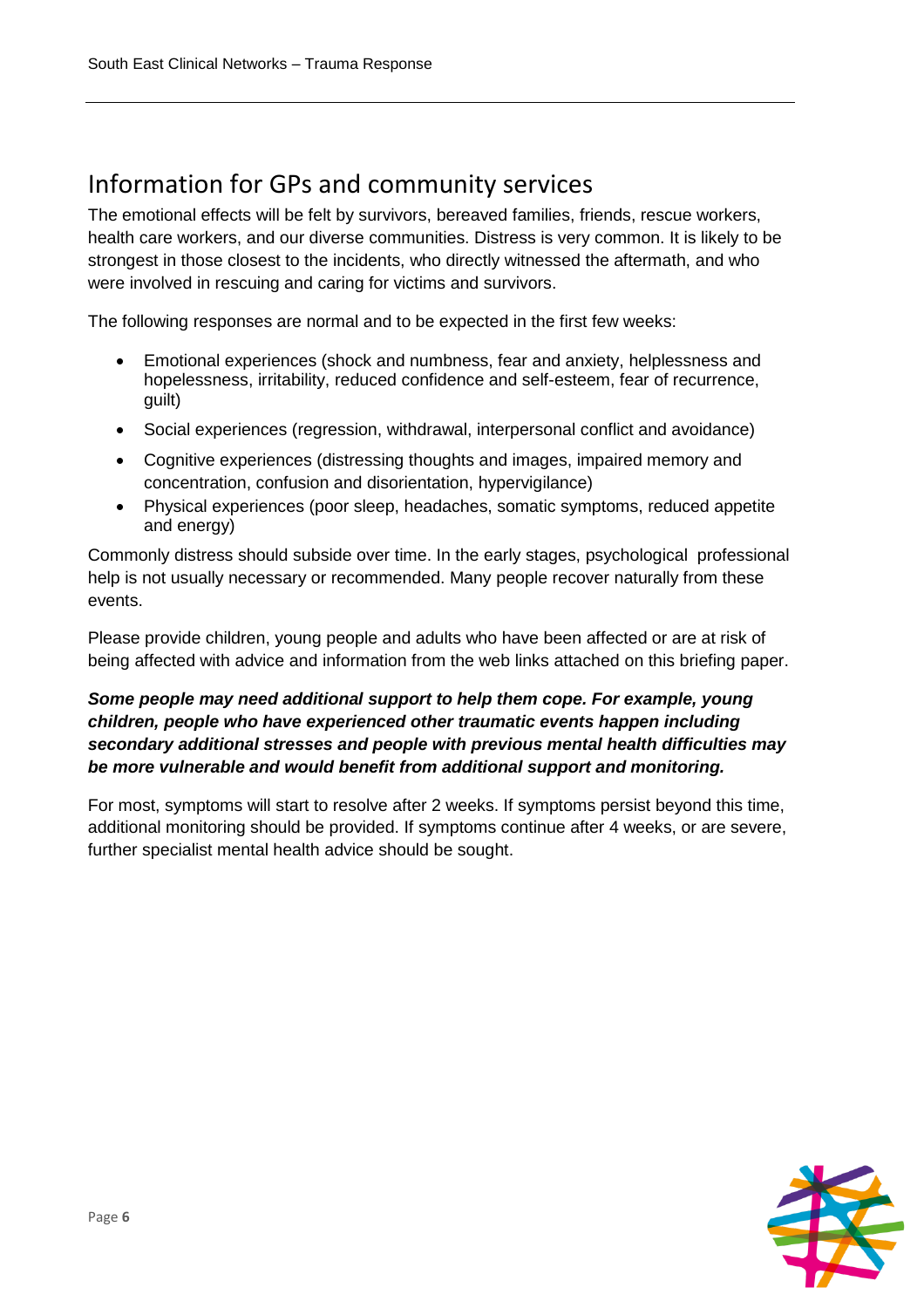## Information for GPs and community services

The emotional effects will be felt by survivors, bereaved families, friends, rescue workers, health care workers, and our diverse communities. Distress is very common. It is likely to be strongest in those closest to the incidents, who directly witnessed the aftermath, and who were involved in rescuing and caring for victims and survivors.

The following responses are normal and to be expected in the first few weeks:

- Emotional experiences (shock and numbness, fear and anxiety, helplessness and hopelessness, irritability, reduced confidence and self-esteem, fear of recurrence, guilt)
- Social experiences (regression, withdrawal, interpersonal conflict and avoidance)
- Cognitive experiences (distressing thoughts and images, impaired memory and concentration, confusion and disorientation, hypervigilance)
- Physical experiences (poor sleep, headaches, somatic symptoms, reduced appetite and energy)

Commonly distress should subside over time. In the early stages, psychological professional help is not usually necessary or recommended. Many people recover naturally from these events.

Please provide children, young people and adults who have been affected or are at risk of being affected with advice and information from the web links attached on this briefing paper.

***Some people may need additional support to help them cope. For example, young children, people who have experienced other traumatic events happen including secondary additional stresses and people with previous mental health difficulties may be more vulnerable and would benefit from additional support and monitoring.***

For most, symptoms will start to resolve after 2 weeks. If symptoms persist beyond this time, additional monitoring should be provided. If symptoms continue after 4 weeks, or are severe, further specialist mental health advice should be sought.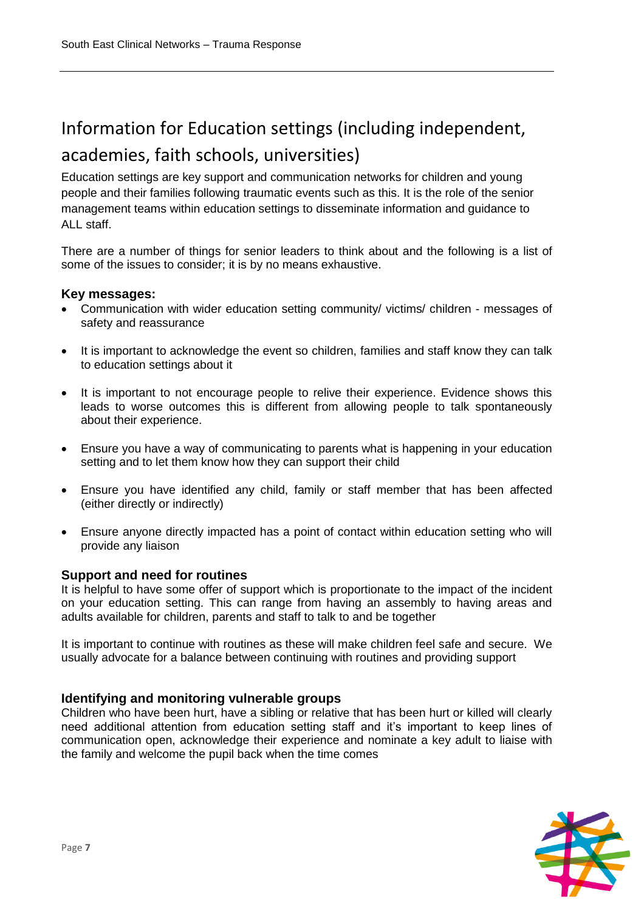## Information for Education settings (including independent, academies, faith schools, universities)

Education settings are key support and communication networks for children and young people and their families following traumatic events such as this. It is the role of the senior management teams within education settings to disseminate information and guidance to ALL staff.

There are a number of things for senior leaders to think about and the following is a list of some of the issues to consider; it is by no means exhaustive.

### Key messages:

- Communication with wider education setting community/ victims/ children - messages of safety and reassurance
- It is important to acknowledge the event so children, families and staff know they can talk to education settings about it
- It is important to not encourage people to relive their experience. Evidence shows this leads to worse outcomes this is different from allowing people to talk spontaneously about their experience.
- Ensure you have a way of communicating to parents what is happening in your education setting and to let them know how they can support their child
- Ensure you have identified any child, family or staff member that has been affected (either directly or indirectly)
- Ensure anyone directly impacted has a point of contact within education setting who will provide any liaison

### Support and need for routines

It is helpful to have some offer of support which is proportionate to the impact of the incident on your education setting. This can range from having an assembly to having areas and adults available for children, parents and staff to talk to and be together

It is important to continue with routines as these will make children feel safe and secure. We usually advocate for a balance between continuing with routines and providing support

### Identifying and monitoring vulnerable groups

Children who have been hurt, have a sibling or relative that has been hurt or killed will clearly need additional attention from education setting staff and it's important to keep lines of communication open, acknowledge their experience and nominate a key adult to liaise with the family and welcome the pupil back when the time comes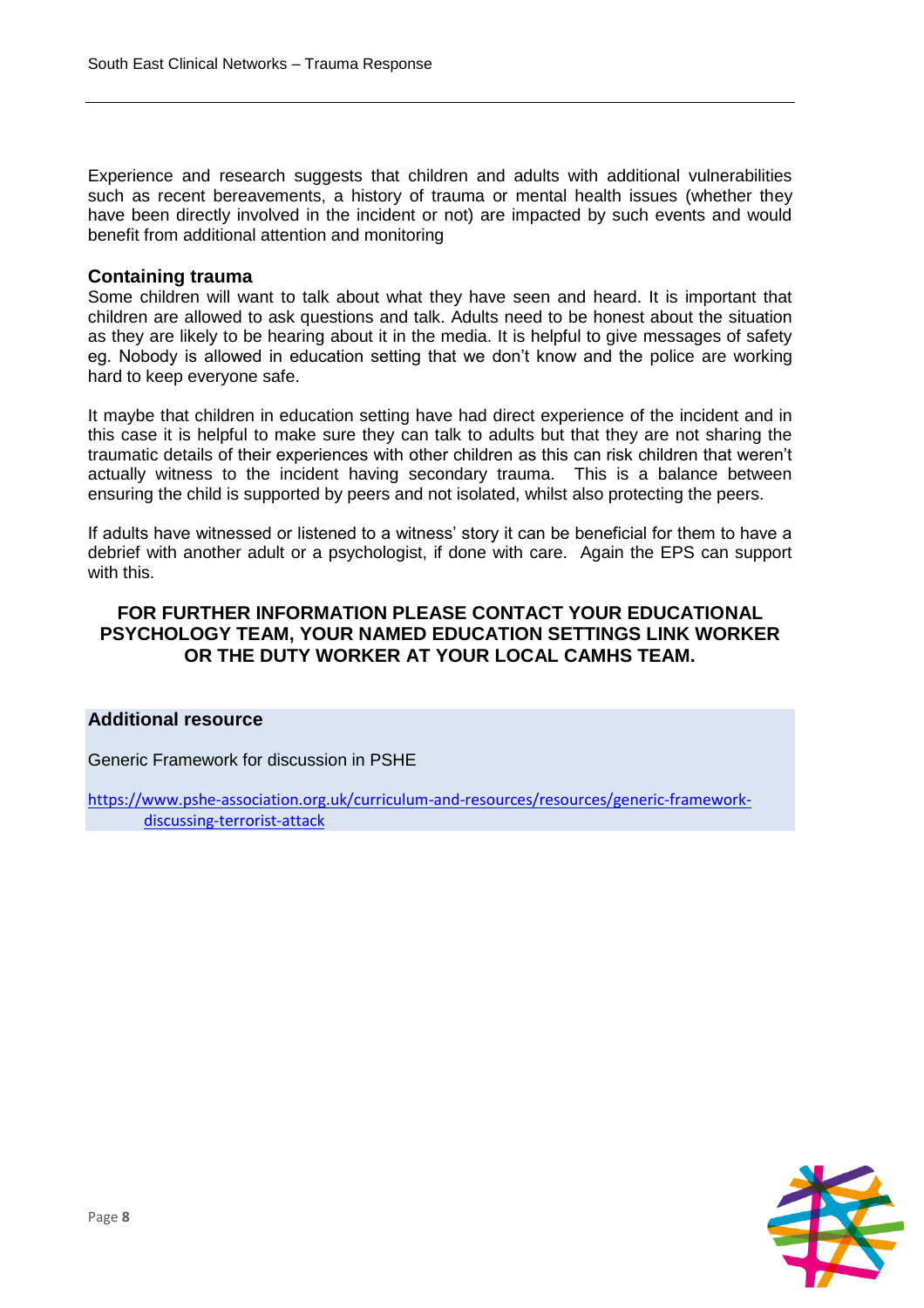Experience and research suggests that children and adults with additional vulnerabilities such as recent bereavements, a history of trauma or mental health issues (whether they have been directly involved in the incident or not) are impacted by such events and would benefit from additional attention and monitoring

### Containing trauma

Some children will want to talk about what they have seen and heard. It is important that children are allowed to ask questions and talk. Adults need to be honest about the situation as they are likely to be hearing about it in the media. It is helpful to give messages of safety eg. Nobody is allowed in education setting that we don't know and the police are working hard to keep everyone safe.

It maybe that children in education setting have had direct experience of the incident and in this case it is helpful to make sure they can talk to adults but that they are not sharing the traumatic details of their experiences with other children as this can risk children that weren't actually witness to the incident having secondary trauma. This is a balance between ensuring the child is supported by peers and not isolated, whilst also protecting the peers.

If adults have witnessed or listened to a witness' story it can be beneficial for them to have a debrief with another adult or a psychologist, if done with care. Again the EPS can support with this.

**FOR FURTHER INFORMATION PLEASE CONTACT YOUR EDUCATIONAL PSYCHOLOGY TEAM, YOUR NAMED EDUCATION SETTINGS LINK WORKER OR THE DUTY WORKER AT YOUR LOCAL CAMHS TEAM.**

### Additional resource

Generic Framework for discussion in PSHE

https://www.pshe-association.org.uk/curriculum-and-resources/resources/generic-framework-discussing-terrorist-attack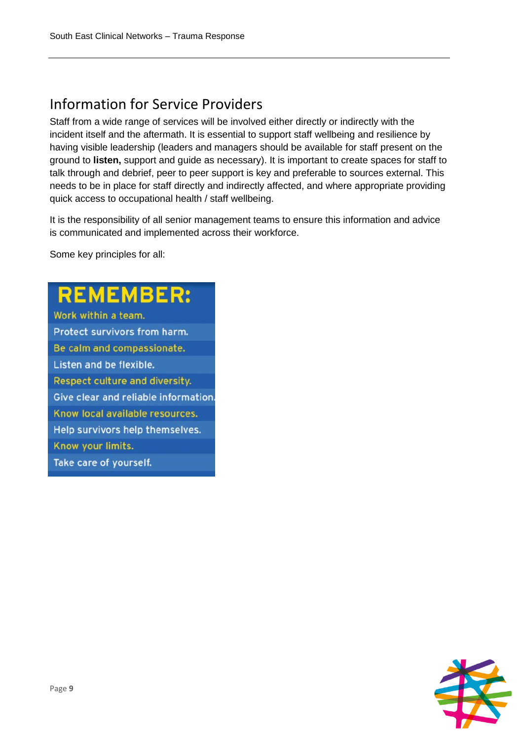## Information for Service Providers

Staff from a wide range of services will be involved either directly or indirectly with the incident itself and the aftermath. It is essential to support staff wellbeing and resilience by having visible leadership (leaders and managers should be available for staff present on the ground to **listen,** support and guide as necessary). It is important to create spaces for staff to talk through and debrief, peer to peer support is key and preferable to sources external. This needs to be in place for staff directly and indirectly affected, and where appropriate providing quick access to occupational health / staff wellbeing.

It is the responsibility of all senior management teams to ensure this information and advice is communicated and implemented across their workforce.

Some key principles for all:

**REMEMBER:**

- Work within a team.
- Protect survivors from harm.
- Be calm and compassionate.
- Listen and be flexible.
- Respect culture and diversity.
- Give clear and reliable information.
- Know local available resources.
- Help survivors help themselves.
- Know your limits.
- Take care of yourself.